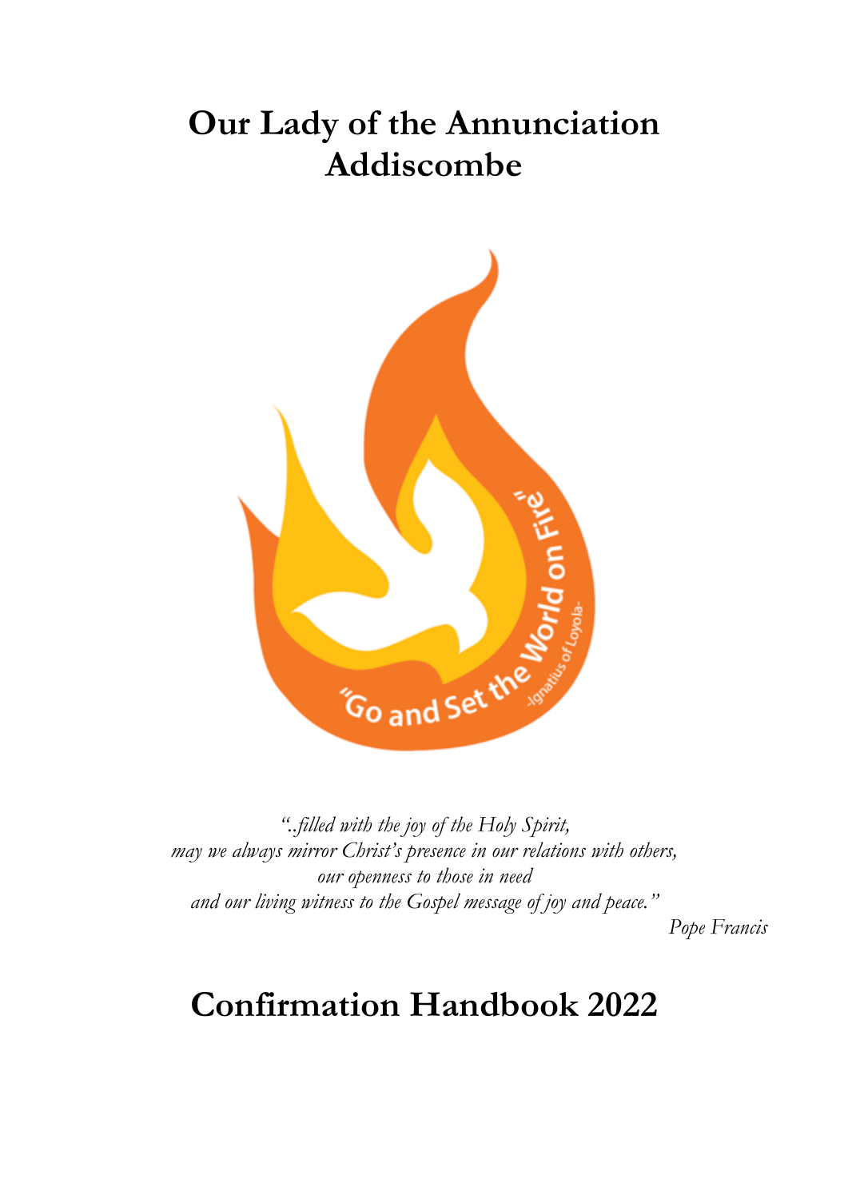# Our Lady of the Annunciation
# Addiscombe

*"..filled with the joy of the Holy Spirit,*
*may we always mirror Christ's presence in our relations with others,*
*our openness to those in need*
*and our living witness to the Gospel message of joy and peace."*

*Pope Francis*

# Confirmation Handbook 2022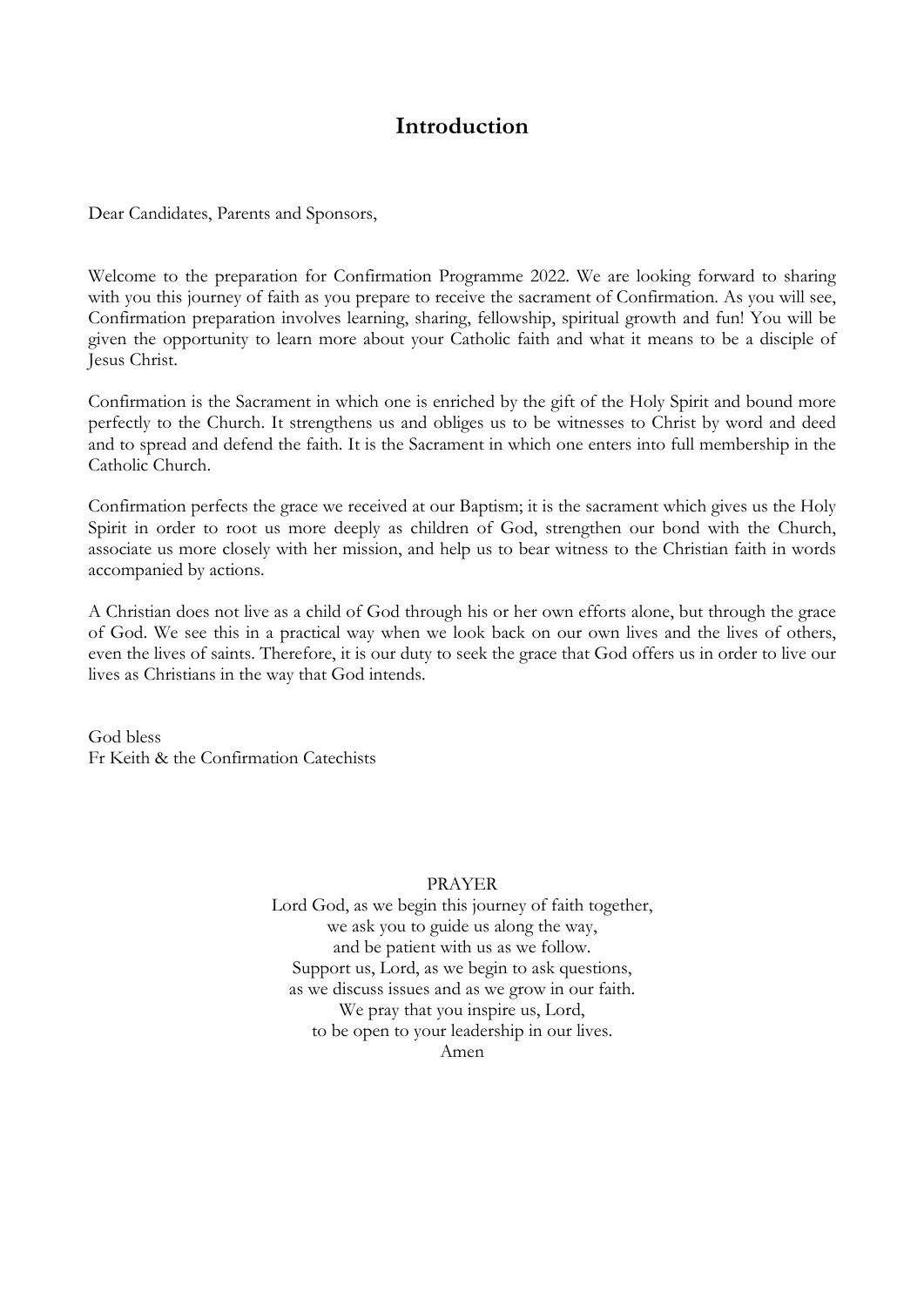# Introduction

Dear Candidates, Parents and Sponsors,

Welcome to the preparation for Confirmation Programme 2022. We are looking forward to sharing with you this journey of faith as you prepare to receive the sacrament of Confirmation. As you will see, Confirmation preparation involves learning, sharing, fellowship, spiritual growth and fun! You will be given the opportunity to learn more about your Catholic faith and what it means to be a disciple of Jesus Christ.

Confirmation is the Sacrament in which one is enriched by the gift of the Holy Spirit and bound more perfectly to the Church. It strengthens us and obliges us to be witnesses to Christ by word and deed and to spread and defend the faith. It is the Sacrament in which one enters into full membership in the Catholic Church.

Confirmation perfects the grace we received at our Baptism; it is the sacrament which gives us the Holy Spirit in order to root us more deeply as children of God, strengthen our bond with the Church, associate us more closely with her mission, and help us to bear witness to the Christian faith in words accompanied by actions.

A Christian does not live as a child of God through his or her own efforts alone, but through the grace of God. We see this in a practical way when we look back on our own lives and the lives of others, even the lives of saints. Therefore, it is our duty to seek the grace that God offers us in order to live our lives as Christians in the way that God intends.

God bless
Fr Keith & the Confirmation Catechists

PRAYER

Lord God, as we begin this journey of faith together,
we ask you to guide us along the way,
and be patient with us as we follow.
Support us, Lord, as we begin to ask questions,
as we discuss issues and as we grow in our faith.
We pray that you inspire us, Lord,
to be open to your leadership in our lives.
Amen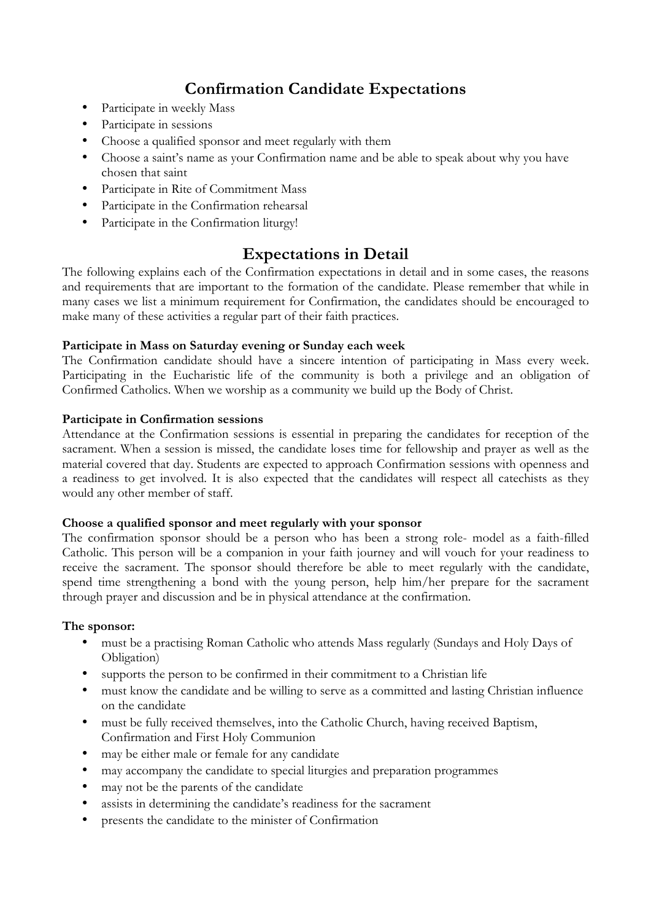## Confirmation Candidate Expectations

- Participate in weekly Mass
- Participate in sessions
- Choose a qualified sponsor and meet regularly with them
- Choose a saint's name as your Confirmation name and be able to speak about why you have chosen that saint
- Participate in Rite of Commitment Mass
- Participate in the Confirmation rehearsal
- Participate in the Confirmation liturgy!

## Expectations in Detail

The following explains each of the Confirmation expectations in detail and in some cases, the reasons and requirements that are important to the formation of the candidate. Please remember that while in many cases we list a minimum requirement for Confirmation, the candidates should be encouraged to make many of these activities a regular part of their faith practices.

**Participate in Mass on Saturday evening or Sunday each week**

The Confirmation candidate should have a sincere intention of participating in Mass every week. Participating in the Eucharistic life of the community is both a privilege and an obligation of Confirmed Catholics. When we worship as a community we build up the Body of Christ.

**Participate in Confirmation sessions**

Attendance at the Confirmation sessions is essential in preparing the candidates for reception of the sacrament. When a session is missed, the candidate loses time for fellowship and prayer as well as the material covered that day. Students are expected to approach Confirmation sessions with openness and a readiness to get involved. It is also expected that the candidates will respect all catechists as they would any other member of staff.

**Choose a qualified sponsor and meet regularly with your sponsor**

The confirmation sponsor should be a person who has been a strong role- model as a faith-filled Catholic. This person will be a companion in your faith journey and will vouch for your readiness to receive the sacrament. The sponsor should therefore be able to meet regularly with the candidate, spend time strengthening a bond with the young person, help him/her prepare for the sacrament through prayer and discussion and be in physical attendance at the confirmation.

**The sponsor:**

- must be a practising Roman Catholic who attends Mass regularly (Sundays and Holy Days of Obligation)
- supports the person to be confirmed in their commitment to a Christian life
- must know the candidate and be willing to serve as a committed and lasting Christian influence on the candidate
- must be fully received themselves, into the Catholic Church, having received Baptism, Confirmation and First Holy Communion
- may be either male or female for any candidate
- may accompany the candidate to special liturgies and preparation programmes
- may not be the parents of the candidate
- assists in determining the candidate's readiness for the sacrament
- presents the candidate to the minister of Confirmation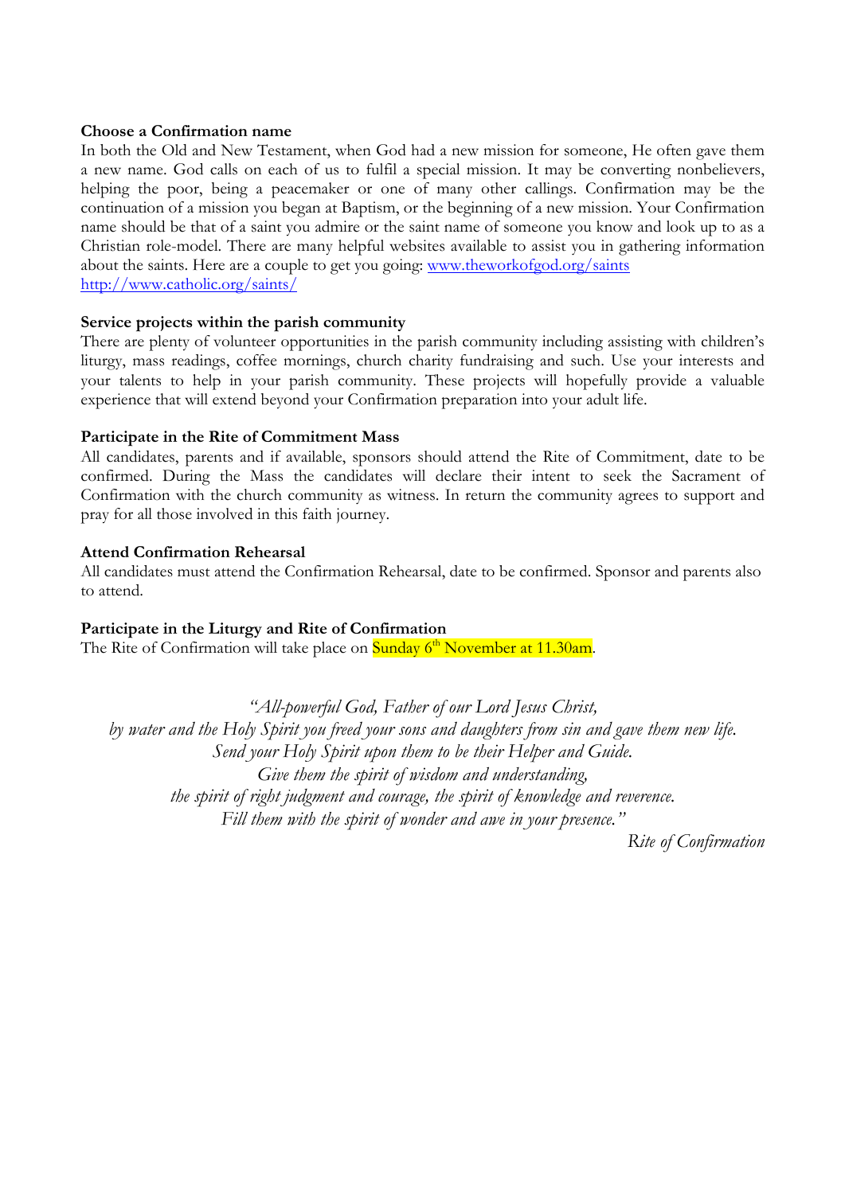**Choose a Confirmation name**

In both the Old and New Testament, when God had a new mission for someone, He often gave them a new name. God calls on each of us to fulfil a special mission. It may be converting nonbelievers, helping the poor, being a peacemaker or one of many other callings. Confirmation may be the continuation of a mission you began at Baptism, or the beginning of a new mission. Your Confirmation name should be that of a saint you admire or the saint name of someone you know and look up to as a Christian role-model. There are many helpful websites available to assist you in gathering information about the saints. Here are a couple to get you going: [www.theworkofgod.org/saints](www.theworkofgod.org/saints) [http://www.catholic.org/saints/](http://www.catholic.org/saints/)

**Service projects within the parish community**

There are plenty of volunteer opportunities in the parish community including assisting with children's liturgy, mass readings, coffee mornings, church charity fundraising and such. Use your interests and your talents to help in your parish community. These projects will hopefully provide a valuable experience that will extend beyond your Confirmation preparation into your adult life.

**Participate in the Rite of Commitment Mass**

All candidates, parents and if available, sponsors should attend the Rite of Commitment, date to be confirmed. During the Mass the candidates will declare their intent to seek the Sacrament of Confirmation with the church community as witness. In return the community agrees to support and pray for all those involved in this faith journey.

**Attend Confirmation Rehearsal**

All candidates must attend the Confirmation Rehearsal, date to be confirmed. Sponsor and parents also to attend.

**Participate in the Liturgy and Rite of Confirmation**

The Rite of Confirmation will take place on Sunday 6th November at 11.30am.

*"All-powerful God, Father of our Lord Jesus Christ,*
*by water and the Holy Spirit you freed your sons and daughters from sin and gave them new life.*
*Send your Holy Spirit upon them to be their Helper and Guide.*
*Give them the spirit of wisdom and understanding,*
*the spirit of right judgment and courage, the spirit of knowledge and reverence.*
*Fill them with the spirit of wonder and awe in your presence."*

*Rite of Confirmation*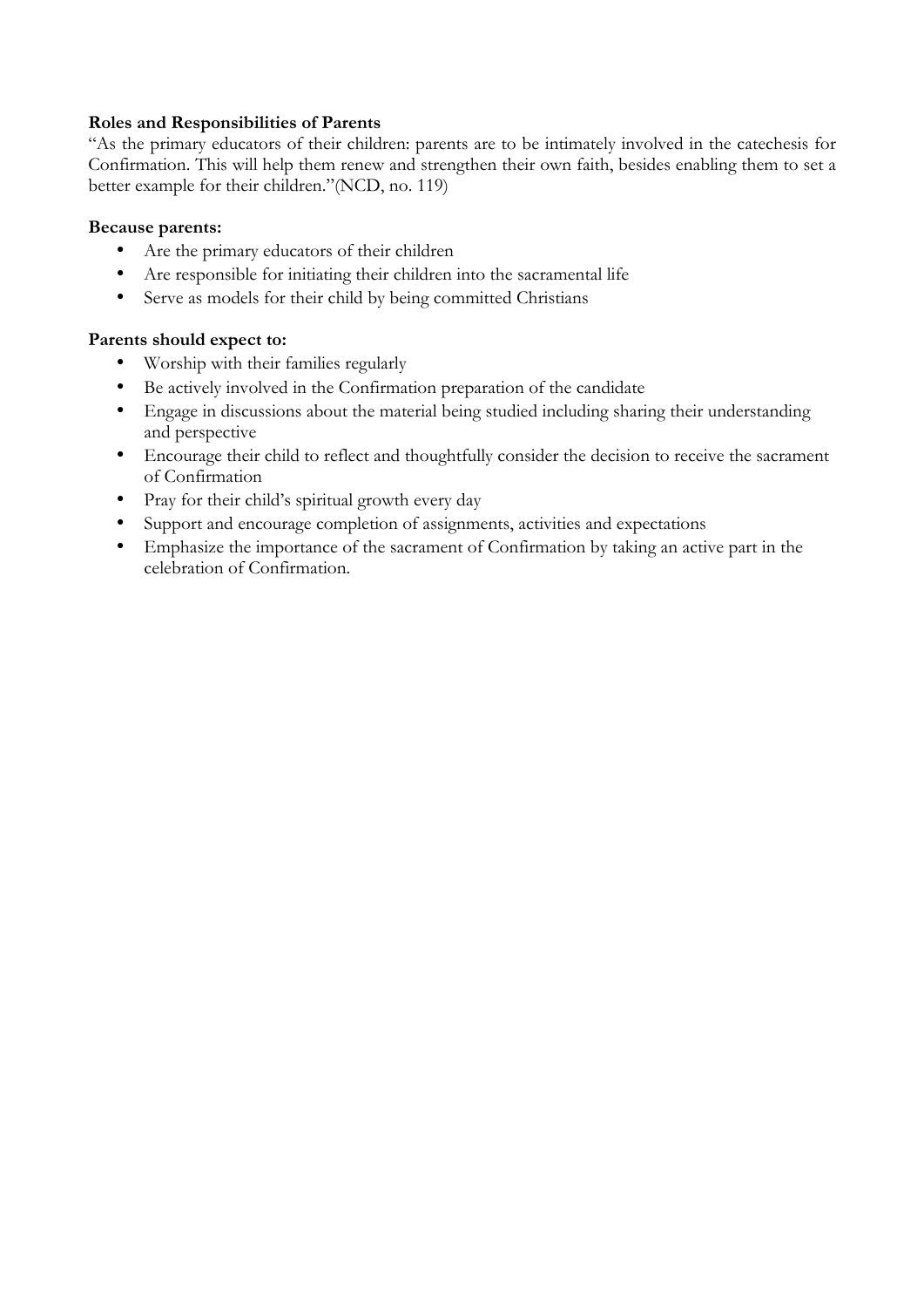**Roles and Responsibilities of Parents**

"As the primary educators of their children: parents are to be intimately involved in the catechesis for Confirmation. This will help them renew and strengthen their own faith, besides enabling them to set a better example for their children."(NCD, no. 119)

**Because parents:**

- Are the primary educators of their children
- Are responsible for initiating their children into the sacramental life
- Serve as models for their child by being committed Christians

**Parents should expect to:**

- Worship with their families regularly
- Be actively involved in the Confirmation preparation of the candidate
- Engage in discussions about the material being studied including sharing their understanding and perspective
- Encourage their child to reflect and thoughtfully consider the decision to receive the sacrament of Confirmation
- Pray for their child's spiritual growth every day
- Support and encourage completion of assignments, activities and expectations
- Emphasize the importance of the sacrament of Confirmation by taking an active part in the celebration of Confirmation.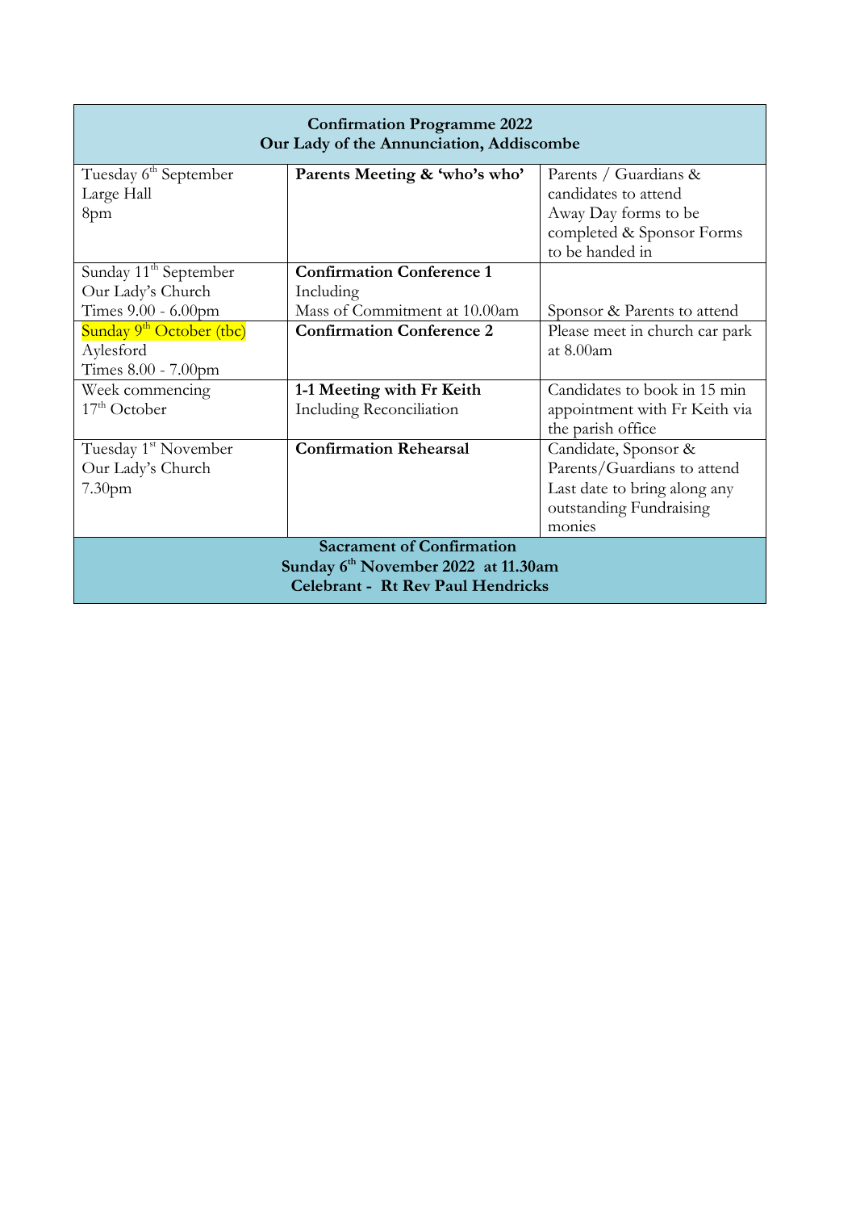| Confirmation Programme 2022<br>Our Lady of the Annunciation, Addiscombe | | |
|---|---|---|
| Tuesday 6th September<br>Large Hall<br>8pm | **Parents Meeting & 'who's who'** | Parents / Guardians & candidates to attend<br>Away Day forms to be completed & Sponsor Forms to be handed in |
| Sunday 11th September<br>Our Lady's Church<br>Times 9.00 - 6.00pm | **Confirmation Conference 1**<br>Including<br>Mass of Commitment at 10.00am | Sponsor & Parents to attend |
| Sunday 9th October (tbc)<br>Aylesford<br>Times 8.00 - 7.00pm | **Confirmation Conference 2** | Please meet in church car park at 8.00am |
| Week commencing<br>17th October | **1-1 Meeting with Fr Keith**<br>Including Reconciliation | Candidates to book in 15 min appointment with Fr Keith via the parish office |
| Tuesday 1st November<br>Our Lady's Church<br>7.30pm | **Confirmation Rehearsal** | Candidate, Sponsor & Parents/Guardians to attend<br>Last date to bring along any outstanding Fundraising monies |
| **Sacrament of Confirmation**<br>**Sunday 6th November 2022 at 11.30am**<br>**Celebrant - Rt Rev Paul Hendricks** | | |